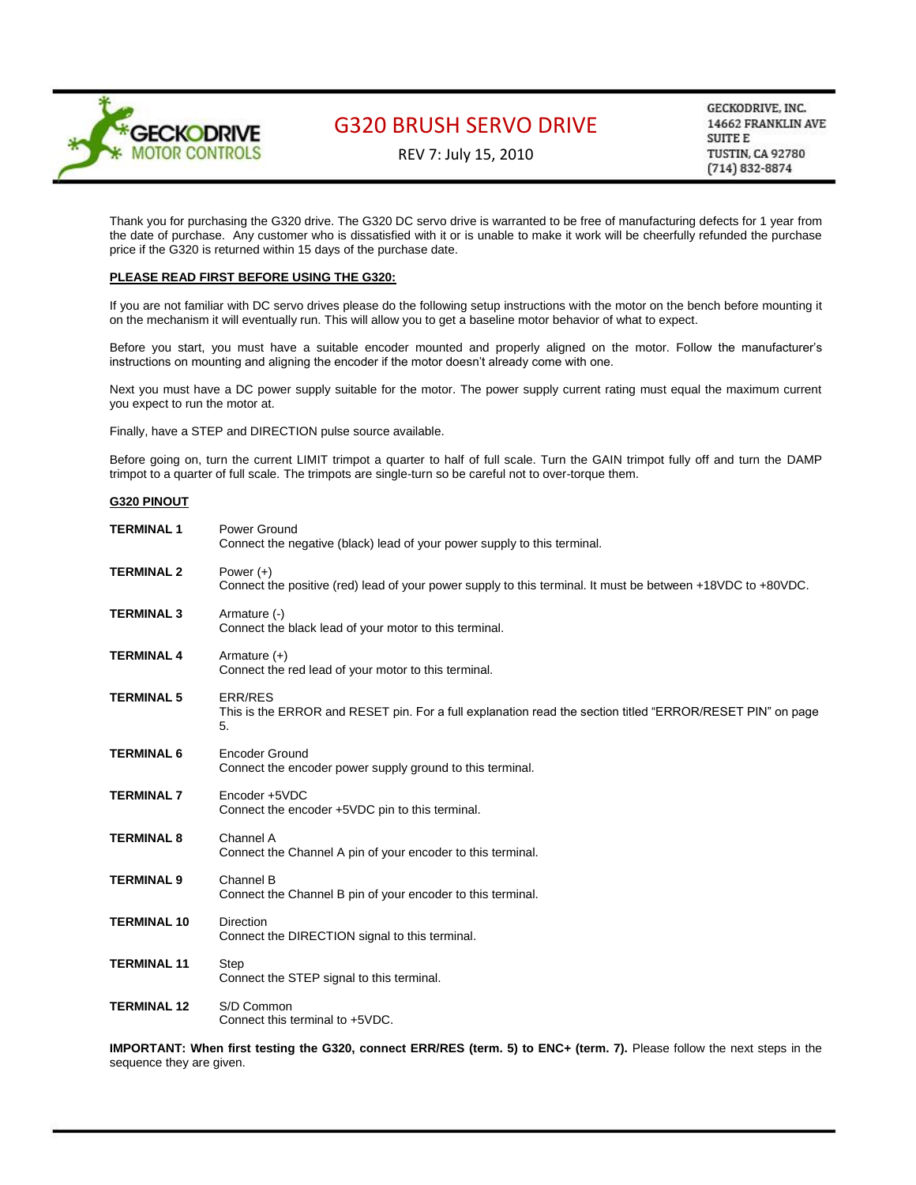# G320 BRUSH SERVO DRIVE

REV 7: July 15, 2010

GECKODRIVE, INC.
14662 FRANKLIN AVE
SUITE E
TUSTIN, CA 92780
(714) 832-8874

Thank you for purchasing the G320 drive. The G320 DC servo drive is warranted to be free of manufacturing defects for 1 year from the date of purchase. Any customer who is dissatisfied with it or is unable to make it work will be cheerfully refunded the purchase price if the G320 is returned within 15 days of the purchase date.

**PLEASE READ FIRST BEFORE USING THE G320:**

If you are not familiar with DC servo drives please do the following setup instructions with the motor on the bench before mounting it on the mechanism it will eventually run. This will allow you to get a baseline motor behavior of what to expect.

Before you start, you must have a suitable encoder mounted and properly aligned on the motor. Follow the manufacturer's instructions on mounting and aligning the encoder if the motor doesn't already come with one.

Next you must have a DC power supply suitable for the motor. The power supply current rating must equal the maximum current you expect to run the motor at.

Finally, have a STEP and DIRECTION pulse source available.

Before going on, turn the current LIMIT trimpot a quarter to half of full scale. Turn the GAIN trimpot fully off and turn the DAMP trimpot to a quarter of full scale. The trimpots are single-turn so be careful not to over-torque them.

**G320 PINOUT**

**TERMINAL 1** — Power Ground
Connect the negative (black) lead of your power supply to this terminal.

**TERMINAL 2** — Power (+)
Connect the positive (red) lead of your power supply to this terminal. It must be between +18VDC to +80VDC.

**TERMINAL 3** — Armature (-)
Connect the black lead of your motor to this terminal.

**TERMINAL 4** — Armature (+)
Connect the red lead of your motor to this terminal.

**TERMINAL 5** — ERR/RES
This is the ERROR and RESET pin. For a full explanation read the section titled "ERROR/RESET PIN" on page 5.

**TERMINAL 6** — Encoder Ground
Connect the encoder power supply ground to this terminal.

**TERMINAL 7** — Encoder +5VDC
Connect the encoder +5VDC pin to this terminal.

**TERMINAL 8** — Channel A
Connect the Channel A pin of your encoder to this terminal.

**TERMINAL 9** — Channel B
Connect the Channel B pin of your encoder to this terminal.

**TERMINAL 10** — Direction
Connect the DIRECTION signal to this terminal.

**TERMINAL 11** — Step
Connect the STEP signal to this terminal.

**TERMINAL 12** — S/D Common
Connect this terminal to +5VDC.

**IMPORTANT: When first testing the G320, connect ERR/RES (term. 5) to ENC+ (term. 7).** Please follow the next steps in the sequence they are given.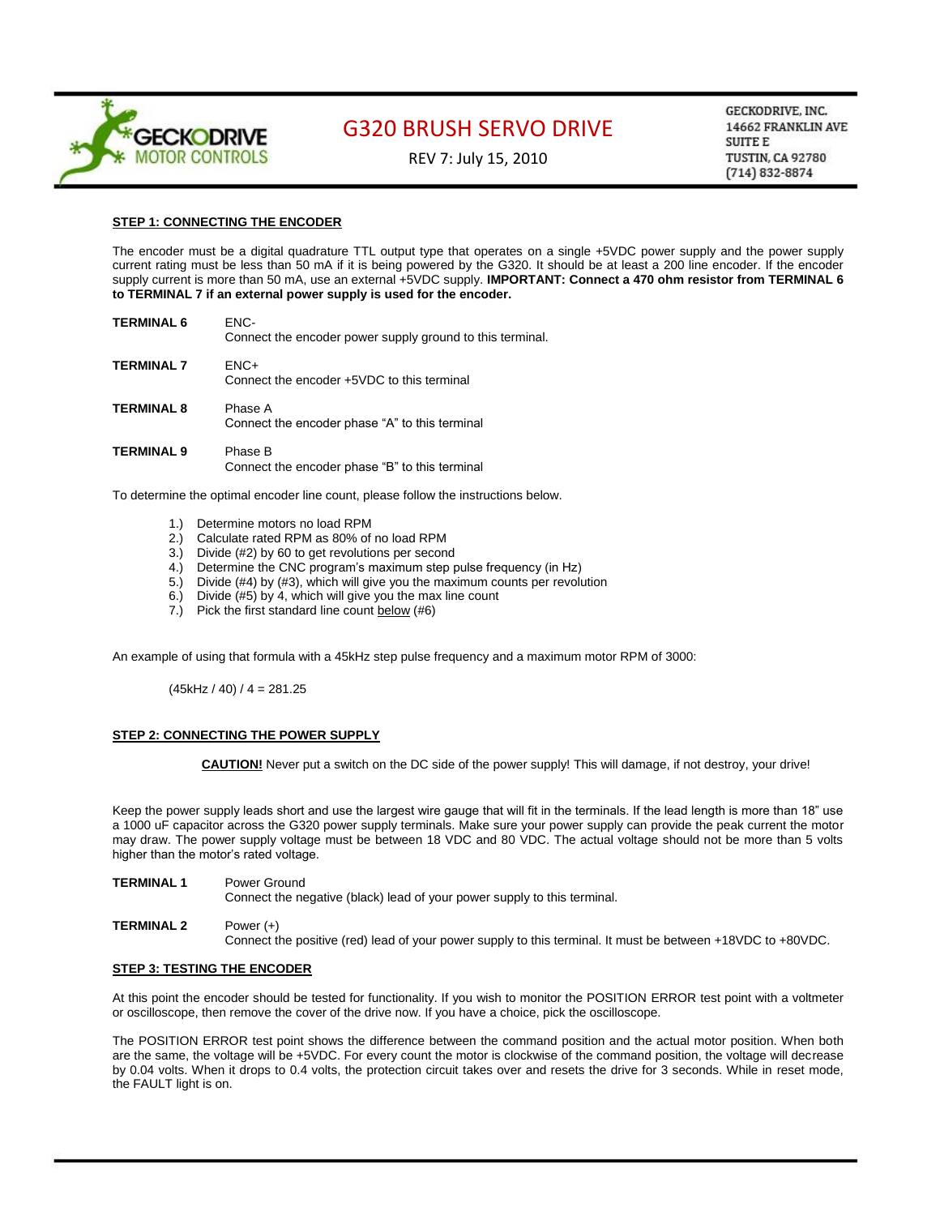**STEP 1: CONNECTING THE ENCODER**

The encoder must be a digital quadrature TTL output type that operates on a single +5VDC power supply and the power supply current rating must be less than 50 mA if it is being powered by the G320. It should be at least a 200 line encoder. If the encoder supply current is more than 50 mA, use an external +5VDC supply. **IMPORTANT: Connect a 470 ohm resistor from TERMINAL 6 to TERMINAL 7 if an external power supply is used for the encoder.**

**TERMINAL 6** ENC-
Connect the encoder power supply ground to this terminal.

**TERMINAL 7** ENC+
Connect the encoder +5VDC to this terminal

**TERMINAL 8** Phase A
Connect the encoder phase "A" to this terminal

**TERMINAL 9** Phase B
Connect the encoder phase "B" to this terminal

To determine the optimal encoder line count, please follow the instructions below.

1.) Determine motors no load RPM
2.) Calculate rated RPM as 80% of no load RPM
3.) Divide (#2) by 60 to get revolutions per second
4.) Determine the CNC program's maximum step pulse frequency (in Hz)
5.) Divide (#4) by (#3), which will give you the maximum counts per revolution
6.) Divide (#5) by 4, which will give you the max line count
7.) Pick the first standard line count below (#6)

An example of using that formula with a 45kHz step pulse frequency and a maximum motor RPM of 3000:

(45kHz / 40) / 4 = 281.25

**STEP 2: CONNECTING THE POWER SUPPLY**

**CAUTION!** Never put a switch on the DC side of the power supply! This will damage, if not destroy, your drive!

Keep the power supply leads short and use the largest wire gauge that will fit in the terminals. If the lead length is more than 18" use a 1000 uF capacitor across the G320 power supply terminals. Make sure your power supply can provide the peak current the motor may draw. The power supply voltage must be between 18 VDC and 80 VDC. The actual voltage should not be more than 5 volts higher than the motor's rated voltage.

**TERMINAL 1** Power Ground
Connect the negative (black) lead of your power supply to this terminal.

**TERMINAL 2** Power (+)
Connect the positive (red) lead of your power supply to this terminal. It must be between +18VDC to +80VDC.

**STEP 3: TESTING THE ENCODER**

At this point the encoder should be tested for functionality. If you wish to monitor the POSITION ERROR test point with a voltmeter or oscilloscope, then remove the cover of the drive now. If you have a choice, pick the oscilloscope.

The POSITION ERROR test point shows the difference between the command position and the actual motor position. When both are the same, the voltage will be +5VDC. For every count the motor is clockwise of the command position, the voltage will decrease by 0.04 volts. When it drops to 0.4 volts, the protection circuit takes over and resets the drive for 3 seconds. While in reset mode, the FAULT light is on.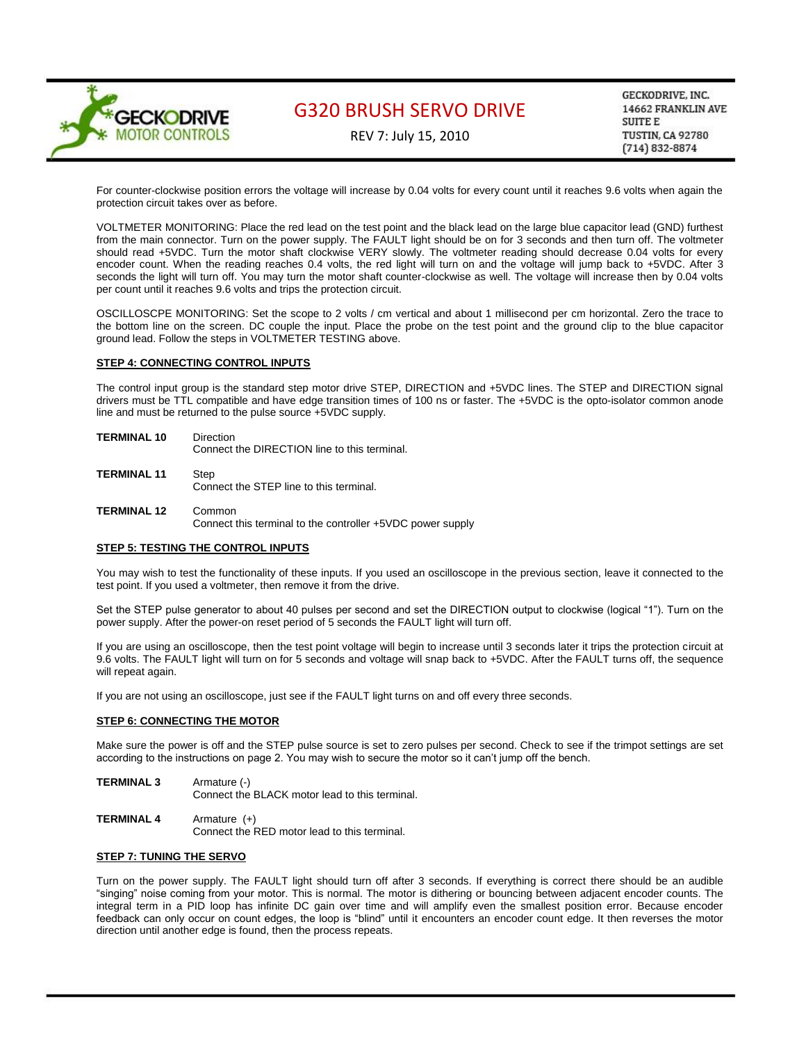For counter-clockwise position errors the voltage will increase by 0.04 volts for every count until it reaches 9.6 volts when again the protection circuit takes over as before.

VOLTMETER MONITORING: Place the red lead on the test point and the black lead on the large blue capacitor lead (GND) furthest from the main connector. Turn on the power supply. The FAULT light should be on for 3 seconds and then turn off. The voltmeter should read +5VDC. Turn the motor shaft clockwise VERY slowly. The voltmeter reading should decrease 0.04 volts for every encoder count. When the reading reaches 0.4 volts, the red light will turn on and the voltage will jump back to +5VDC. After 3 seconds the light will turn off. You may turn the motor shaft counter-clockwise as well. The voltage will increase then by 0.04 volts per count until it reaches 9.6 volts and trips the protection circuit.

OSCILLOSCPE MONITORING: Set the scope to 2 volts / cm vertical and about 1 millisecond per cm horizontal. Zero the trace to the bottom line on the screen. DC couple the input. Place the probe on the test point and the ground clip to the blue capacitor ground lead. Follow the steps in VOLTMETER TESTING above.

**STEP 4: CONNECTING CONTROL INPUTS**

The control input group is the standard step motor drive STEP, DIRECTION and +5VDC lines. The STEP and DIRECTION signal drivers must be TTL compatible and have edge transition times of 100 ns or faster. The +5VDC is the opto-isolator common anode line and must be returned to the pulse source +5VDC supply.

**TERMINAL 10** Direction
Connect the DIRECTION line to this terminal.

**TERMINAL 11** Step
Connect the STEP line to this terminal.

**TERMINAL 12** Common
Connect this terminal to the controller +5VDC power supply

**STEP 5: TESTING THE CONTROL INPUTS**

You may wish to test the functionality of these inputs. If you used an oscilloscope in the previous section, leave it connected to the test point. If you used a voltmeter, then remove it from the drive.

Set the STEP pulse generator to about 40 pulses per second and set the DIRECTION output to clockwise (logical "1"). Turn on the power supply. After the power-on reset period of 5 seconds the FAULT light will turn off.

If you are using an oscilloscope, then the test point voltage will begin to increase until 3 seconds later it trips the protection circuit at 9.6 volts. The FAULT light will turn on for 5 seconds and voltage will snap back to +5VDC. After the FAULT turns off, the sequence will repeat again.

If you are not using an oscilloscope, just see if the FAULT light turns on and off every three seconds.

**STEP 6: CONNECTING THE MOTOR**

Make sure the power is off and the STEP pulse source is set to zero pulses per second. Check to see if the trimpot settings are set according to the instructions on page 2. You may wish to secure the motor so it can't jump off the bench.

**TERMINAL 3** Armature (-)
Connect the BLACK motor lead to this terminal.

**TERMINAL 4** Armature (+)
Connect the RED motor lead to this terminal.

**STEP 7: TUNING THE SERVO**

Turn on the power supply. The FAULT light should turn off after 3 seconds. If everything is correct there should be an audible "singing" noise coming from your motor. This is normal. The motor is dithering or bouncing between adjacent encoder counts. The integral term in a PID loop has infinite DC gain over time and will amplify even the smallest position error. Because encoder feedback can only occur on count edges, the loop is "blind" until it encounters an encoder count edge. It then reverses the motor direction until another edge is found, then the process repeats.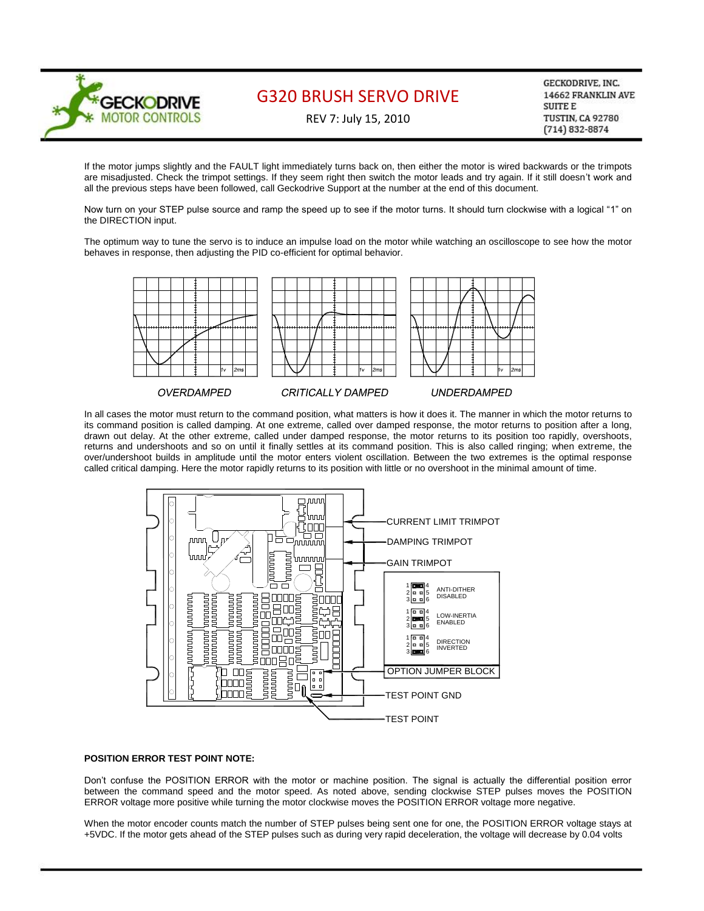If the motor jumps slightly and the FAULT light immediately turns back on, then either the motor is wired backwards or the trimpots are misadjusted. Check the trimpot settings. If they seem right then switch the motor leads and try again. If it still doesn't work and all the previous steps have been followed, call Geckodrive Support at the number at the end of this document.

Now turn on your STEP pulse source and ramp the speed up to see if the motor turns. It should turn clockwise with a logical "1" on the DIRECTION input.

The optimum way to tune the servo is to induce an impulse load on the motor while watching an oscilloscope to see how the motor behaves in response, then adjusting the PID co-efficient for optimal behavior.

*OVERDAMPED* *CRITICALLY DAMPED* *UNDERDAMPED*

In all cases the motor must return to the command position, what matters is how it does it. The manner in which the motor returns to its command position is called damping. At one extreme, called over damped response, the motor returns to position after a long, drawn out delay. At the other extreme, called under damped response, the motor returns to its position too rapidly, overshoots, returns and undershoots and so on until it finally settles at its command position. This is also called ringing; when extreme, the over/undershoot builds in amplitude until the motor enters violent oscillation. Between the two extremes is the optimal response called critical damping. Here the motor rapidly returns to its position with little or no overshoot in the minimal amount of time.

CURRENT LIMIT TRIMPOT

DAMPING TRIMPOT

GAIN TRIMPOT

ANTI-DITHER DISABLED

LOW-INERTIA ENABLED

DIRECTION INVERTED

OPTION JUMPER BLOCK

TEST POINT GND

TEST POINT

**POSITION ERROR TEST POINT NOTE:**

Don't confuse the POSITION ERROR with the motor or machine position. The signal is actually the differential position error between the command speed and the motor speed. As noted above, sending clockwise STEP pulses moves the POSITION ERROR voltage more positive while turning the motor clockwise moves the POSITION ERROR voltage more negative.

When the motor encoder counts match the number of STEP pulses being sent one for one, the POSITION ERROR voltage stays at +5VDC. If the motor gets ahead of the STEP pulses such as during very rapid deceleration, the voltage will decrease by 0.04 volts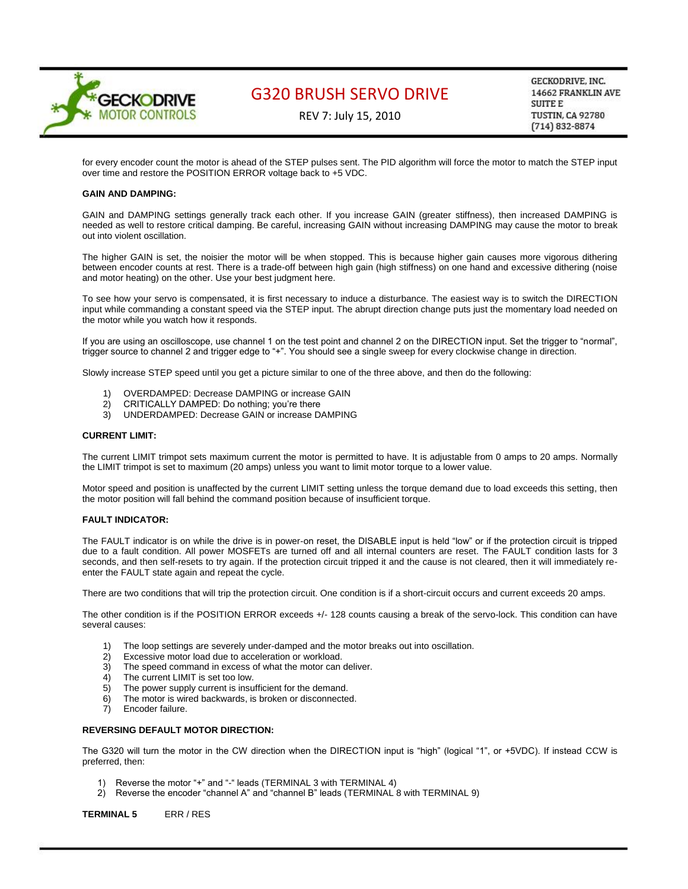for every encoder count the motor is ahead of the STEP pulses sent. The PID algorithm will force the motor to match the STEP input over time and restore the POSITION ERROR voltage back to +5 VDC.

**GAIN AND DAMPING:**

GAIN and DAMPING settings generally track each other. If you increase GAIN (greater stiffness), then increased DAMPING is needed as well to restore critical damping. Be careful, increasing GAIN without increasing DAMPING may cause the motor to break out into violent oscillation.

The higher GAIN is set, the noisier the motor will be when stopped. This is because higher gain causes more vigorous dithering between encoder counts at rest. There is a trade-off between high gain (high stiffness) on one hand and excessive dithering (noise and motor heating) on the other. Use your best judgment here.

To see how your servo is compensated, it is first necessary to induce a disturbance. The easiest way is to switch the DIRECTION input while commanding a constant speed via the STEP input. The abrupt direction change puts just the momentary load needed on the motor while you watch how it responds.

If you are using an oscilloscope, use channel 1 on the test point and channel 2 on the DIRECTION input. Set the trigger to "normal", trigger source to channel 2 and trigger edge to "+". You should see a single sweep for every clockwise change in direction.

Slowly increase STEP speed until you get a picture similar to one of the three above, and then do the following:

1) OVERDAMPED: Decrease DAMPING or increase GAIN
2) CRITICALLY DAMPED: Do nothing; you're there
3) UNDERDAMPED: Decrease GAIN or increase DAMPING

**CURRENT LIMIT:**

The current LIMIT trimpot sets maximum current the motor is permitted to have. It is adjustable from 0 amps to 20 amps. Normally the LIMIT trimpot is set to maximum (20 amps) unless you want to limit motor torque to a lower value.

Motor speed and position is unaffected by the current LIMIT setting unless the torque demand due to load exceeds this setting, then the motor position will fall behind the command position because of insufficient torque.

**FAULT INDICATOR:**

The FAULT indicator is on while the drive is in power-on reset, the DISABLE input is held "low" or if the protection circuit is tripped due to a fault condition. All power MOSFETs are turned off and all internal counters are reset. The FAULT condition lasts for 3 seconds, and then self-resets to try again. If the protection circuit tripped it and the cause is not cleared, then it will immediately re-enter the FAULT state again and repeat the cycle.

There are two conditions that will trip the protection circuit. One condition is if a short-circuit occurs and current exceeds 20 amps.

The other condition is if the POSITION ERROR exceeds +/- 128 counts causing a break of the servo-lock. This condition can have several causes:

1) The loop settings are severely under-damped and the motor breaks out into oscillation.
2) Excessive motor load due to acceleration or workload.
3) The speed command in excess of what the motor can deliver.
4) The current LIMIT is set too low.
5) The power supply current is insufficient for the demand.
6) The motor is wired backwards, is broken or disconnected.
7) Encoder failure.

**REVERSING DEFAULT MOTOR DIRECTION:**

The G320 will turn the motor in the CW direction when the DIRECTION input is "high" (logical "1", or +5VDC). If instead CCW is preferred, then:

1) Reverse the motor "+" and "-" leads (TERMINAL 3 with TERMINAL 4)
2) Reverse the encoder "channel A" and "channel B" leads (TERMINAL 8 with TERMINAL 9)

**TERMINAL 5** ERR / RES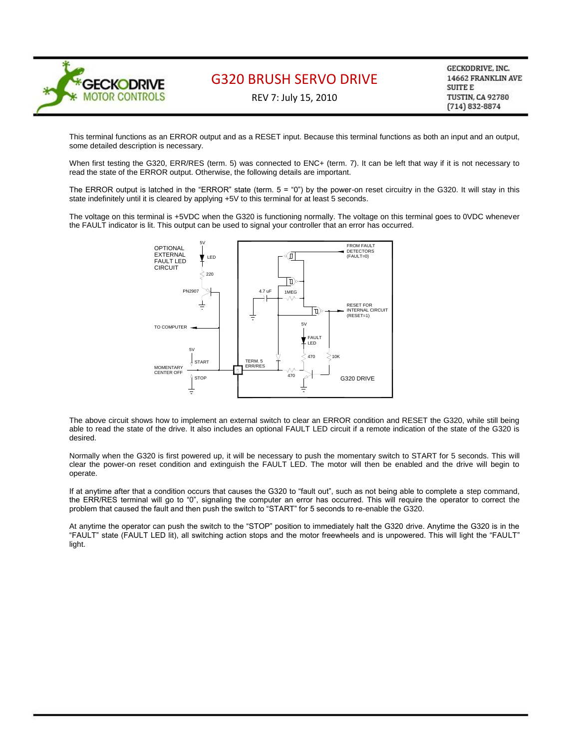This terminal functions as an ERROR output and as a RESET input. Because this terminal functions as both an input and an output, some detailed description is necessary.

When first testing the G320, ERR/RES (term. 5) was connected to ENC+ (term. 7). It can be left that way if it is not necessary to read the state of the ERROR output. Otherwise, the following details are important.

The ERROR output is latched in the "ERROR" state (term. 5 = "0") by the power-on reset circuitry in the G320. It will stay in this state indefinitely until it is cleared by applying +5V to this terminal for at least 5 seconds.

The voltage on this terminal is +5VDC when the G320 is functioning normally. The voltage on this terminal goes to 0VDC whenever the FAULT indicator is lit. This output can be used to signal your controller that an error has occurred.

The above circuit shows how to implement an external switch to clear an ERROR condition and RESET the G320, while still being able to read the state of the drive. It also includes an optional FAULT LED circuit if a remote indication of the state of the G320 is desired.

Normally when the G320 is first powered up, it will be necessary to push the momentary switch to START for 5 seconds. This will clear the power-on reset condition and extinguish the FAULT LED. The motor will then be enabled and the drive will begin to operate.

If at anytime after that a condition occurs that causes the G320 to "fault out", such as not being able to complete a step command, the ERR/RES terminal will go to "0", signaling the computer an error has occurred. This will require the operator to correct the problem that caused the fault and then push the switch to "START" for 5 seconds to re-enable the G320.

At anytime the operator can push the switch to the "STOP" position to immediately halt the G320 drive. Anytime the G320 is in the "FAULT" state (FAULT LED lit), all switching action stops and the motor freewheels and is unpowered. This will light the "FAULT" light.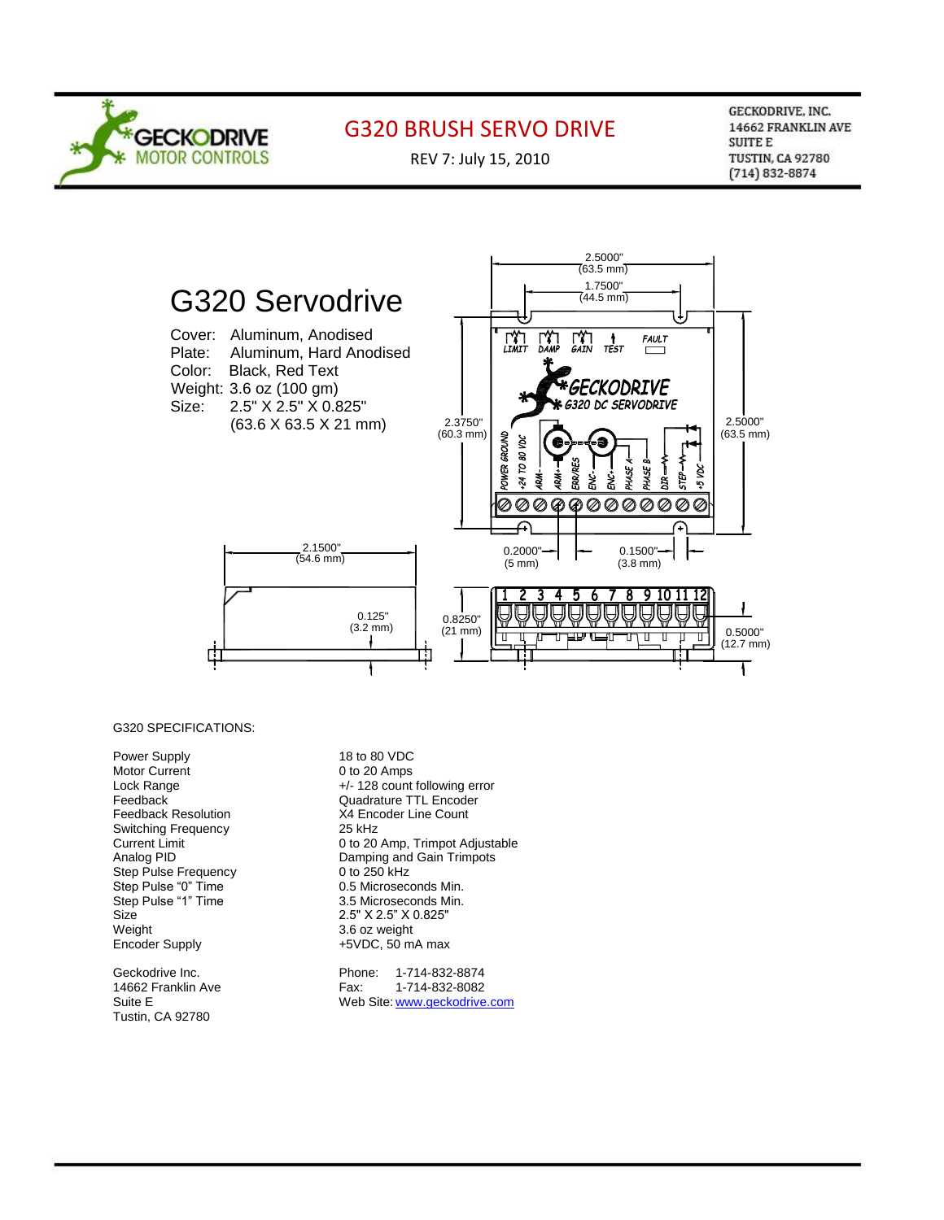# G320 BRUSH SERVO DRIVE

REV 7: July 15, 2010

GECKODRIVE, INC.
14662 FRANKLIN AVE
SUITE E
TUSTIN, CA 92780
(714) 832-8874

## G320 Servodrive

Cover: Aluminum, Anodised
Plate: Aluminum, Hard Anodised
Color: Black, Red Text
Weight: 3.6 oz (100 gm)
Size: 2.5" X 2.5" X 0.825"
(63.6 X 63.5 X 21 mm)

2.5000" (63.5 mm)
1.7500" (44.5 mm)
LIMIT DAMP GAIN TEST FAULT
GECKODRIVE
G320 DC SERVODRIVE
2.3750" (60.3 mm)
2.5000" (63.5 mm)
POWER GROUND +24 TO 80 VDC ARM- ARM+ ERR/RES ENC- ENC+ PHASE A PHASE B DIR STEP +5 VDC
0.2000" (5 mm)
0.1500" (3.8 mm)
2.1500" (54.6 mm)
0.125" (3.2 mm)
0.8250" (21 mm)
1 2 3 4 5 6 7 8 9 10 11 12
0.5000" (12.7 mm)

G320 SPECIFICATIONS:

| | |
|---|---|
| Power Supply | 18 to 80 VDC |
| Motor Current | 0 to 20 Amps |
| Lock Range | +/- 128 count following error |
| Feedback | Quadrature TTL Encoder |
| Feedback Resolution | X4 Encoder Line Count |
| Switching Frequency | 25 kHz |
| Current Limit | 0 to 20 Amp, Trimpot Adjustable |
| Analog PID | Damping and Gain Trimpots |
| Step Pulse Frequency | 0 to 250 kHz |
| Step Pulse "0" Time | 0.5 Microseconds Min. |
| Step Pulse "1" Time | 3.5 Microseconds Min. |
| Size | 2.5" X 2.5" X 0.825" |
| Weight | 3.6 oz weight |
| Encoder Supply | +5VDC, 50 mA max |

Geckodrive Inc.
14662 Franklin Ave
Suite E
Tustin, CA 92780

Phone: 1-714-832-8874
Fax: 1-714-832-8082
Web Site: www.geckodrive.com